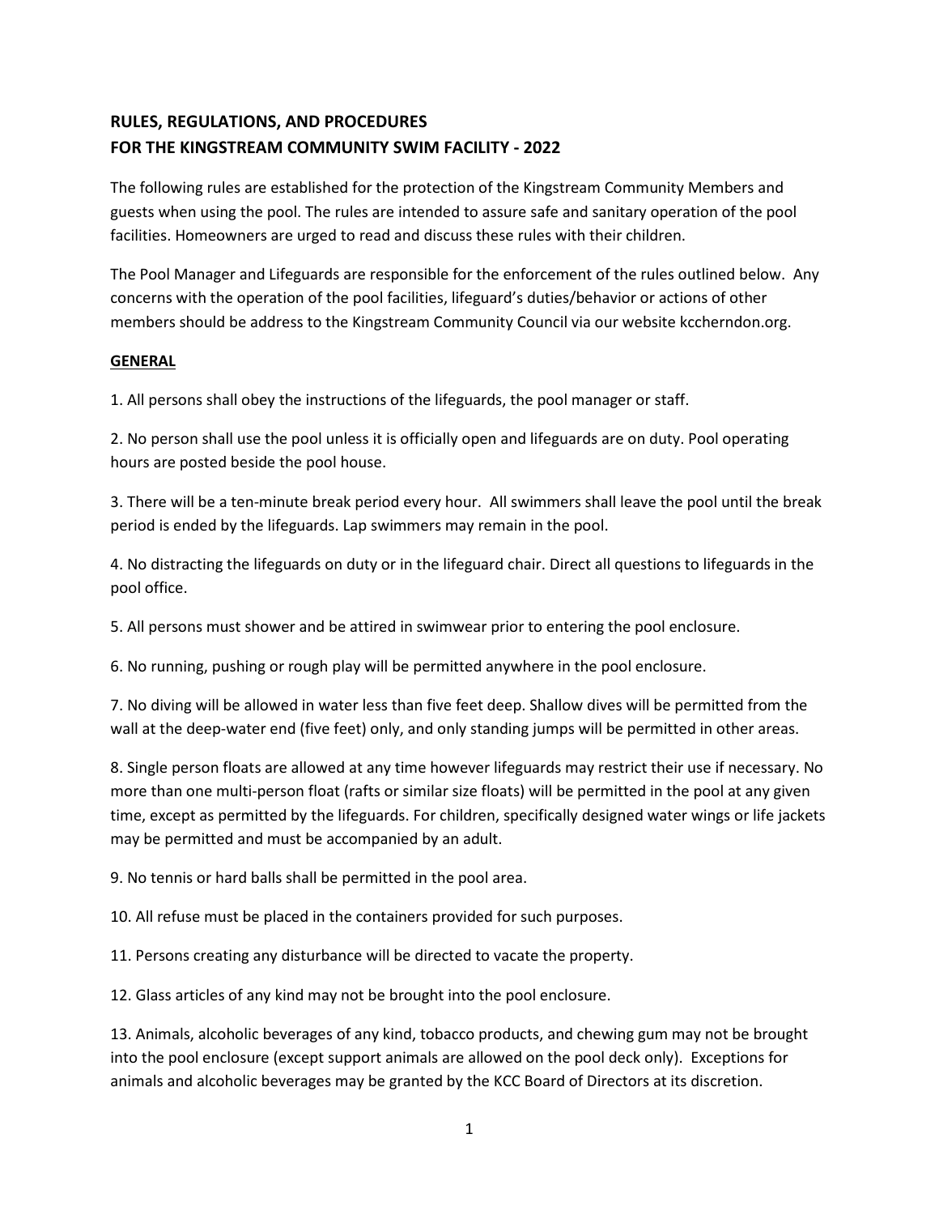## RULES, REGULATIONS, AND PROCEDURES
## FOR THE KINGSTREAM COMMUNITY SWIM FACILITY - 2022

The following rules are established for the protection of the Kingstream Community Members and guests when using the pool. The rules are intended to assure safe and sanitary operation of the pool facilities. Homeowners are urged to read and discuss these rules with their children.

The Pool Manager and Lifeguards are responsible for the enforcement of the rules outlined below. Any concerns with the operation of the pool facilities, lifeguard's duties/behavior or actions of other members should be address to the Kingstream Community Council via our website kccherndon.org.

### GENERAL

1. All persons shall obey the instructions of the lifeguards, the pool manager or staff.

2. No person shall use the pool unless it is officially open and lifeguards are on duty. Pool operating hours are posted beside the pool house.

3. There will be a ten-minute break period every hour. All swimmers shall leave the pool until the break period is ended by the lifeguards. Lap swimmers may remain in the pool.

4. No distracting the lifeguards on duty or in the lifeguard chair. Direct all questions to lifeguards in the pool office.

5. All persons must shower and be attired in swimwear prior to entering the pool enclosure.

6. No running, pushing or rough play will be permitted anywhere in the pool enclosure.

7. No diving will be allowed in water less than five feet deep. Shallow dives will be permitted from the wall at the deep-water end (five feet) only, and only standing jumps will be permitted in other areas.

8. Single person floats are allowed at any time however lifeguards may restrict their use if necessary. No more than one multi-person float (rafts or similar size floats) will be permitted in the pool at any given time, except as permitted by the lifeguards. For children, specifically designed water wings or life jackets may be permitted and must be accompanied by an adult.

9. No tennis or hard balls shall be permitted in the pool area.

10. All refuse must be placed in the containers provided for such purposes.

11. Persons creating any disturbance will be directed to vacate the property.

12. Glass articles of any kind may not be brought into the pool enclosure.

13. Animals, alcoholic beverages of any kind, tobacco products, and chewing gum may not be brought into the pool enclosure (except support animals are allowed on the pool deck only). Exceptions for animals and alcoholic beverages may be granted by the KCC Board of Directors at its discretion.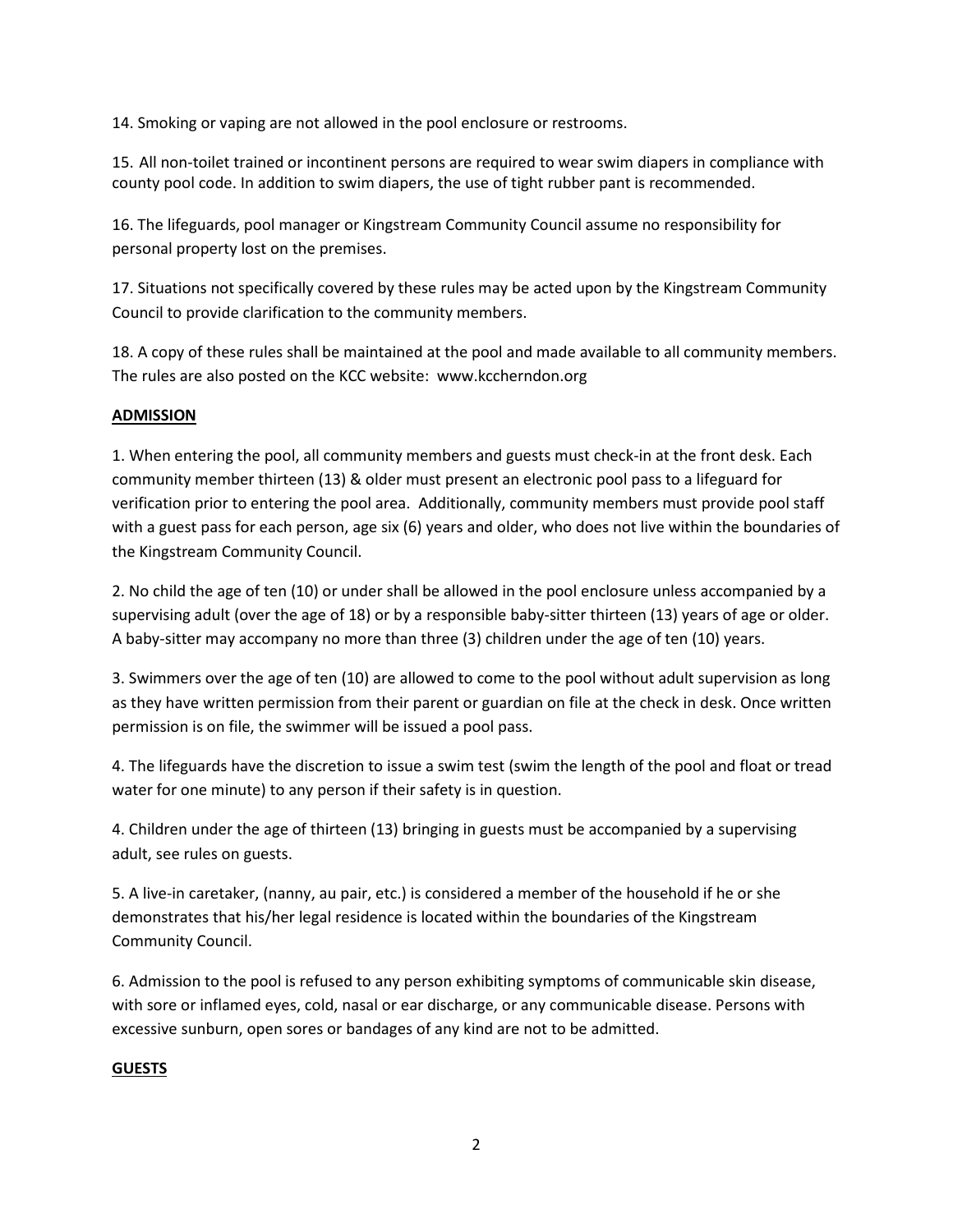14. Smoking or vaping are not allowed in the pool enclosure or restrooms.

15. All non-toilet trained or incontinent persons are required to wear swim diapers in compliance with county pool code. In addition to swim diapers, the use of tight rubber pant is recommended.

16. The lifeguards, pool manager or Kingstream Community Council assume no responsibility for personal property lost on the premises.

17. Situations not specifically covered by these rules may be acted upon by the Kingstream Community Council to provide clarification to the community members.

18. A copy of these rules shall be maintained at the pool and made available to all community members. The rules are also posted on the KCC website: www.kccherndon.org

## ADMISSION

1. When entering the pool, all community members and guests must check-in at the front desk. Each community member thirteen (13) & older must present an electronic pool pass to a lifeguard for verification prior to entering the pool area. Additionally, community members must provide pool staff with a guest pass for each person, age six (6) years and older, who does not live within the boundaries of the Kingstream Community Council.

2. No child the age of ten (10) or under shall be allowed in the pool enclosure unless accompanied by a supervising adult (over the age of 18) or by a responsible baby-sitter thirteen (13) years of age or older. A baby-sitter may accompany no more than three (3) children under the age of ten (10) years.

3. Swimmers over the age of ten (10) are allowed to come to the pool without adult supervision as long as they have written permission from their parent or guardian on file at the check in desk. Once written permission is on file, the swimmer will be issued a pool pass.

4. The lifeguards have the discretion to issue a swim test (swim the length of the pool and float or tread water for one minute) to any person if their safety is in question.

4. Children under the age of thirteen (13) bringing in guests must be accompanied by a supervising adult, see rules on guests.

5. A live-in caretaker, (nanny, au pair, etc.) is considered a member of the household if he or she demonstrates that his/her legal residence is located within the boundaries of the Kingstream Community Council.

6. Admission to the pool is refused to any person exhibiting symptoms of communicable skin disease, with sore or inflamed eyes, cold, nasal or ear discharge, or any communicable disease. Persons with excessive sunburn, open sores or bandages of any kind are not to be admitted.

## GUESTS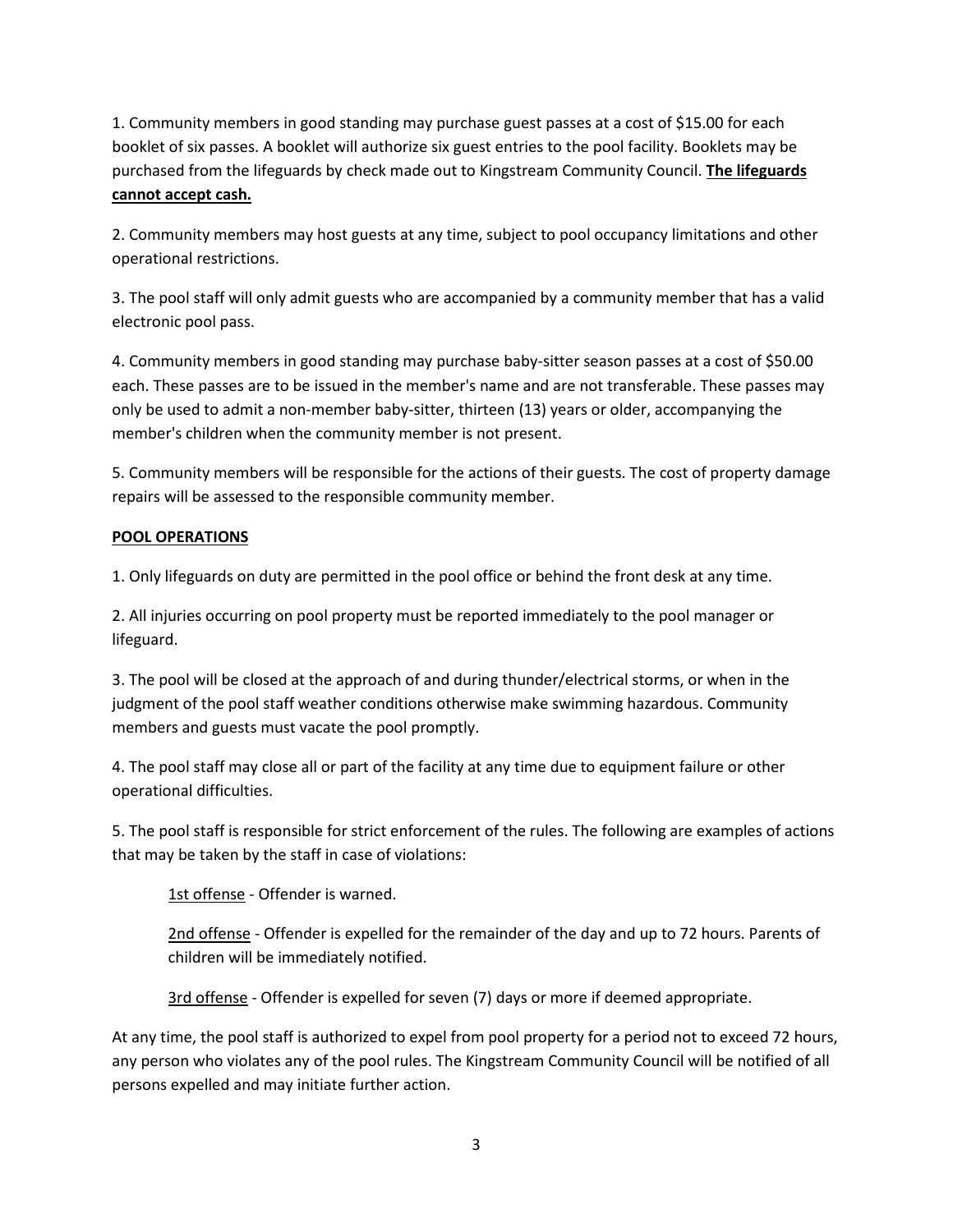1. Community members in good standing may purchase guest passes at a cost of $15.00 for each booklet of six passes. A booklet will authorize six guest entries to the pool facility. Booklets may be purchased from the lifeguards by check made out to Kingstream Community Council. **The lifeguards cannot accept cash.**

2. Community members may host guests at any time, subject to pool occupancy limitations and other operational restrictions.

3. The pool staff will only admit guests who are accompanied by a community member that has a valid electronic pool pass.

4. Community members in good standing may purchase baby-sitter season passes at a cost of $50.00 each. These passes are to be issued in the member's name and are not transferable. These passes may only be used to admit a non-member baby-sitter, thirteen (13) years or older, accompanying the member's children when the community member is not present.

5. Community members will be responsible for the actions of their guests. The cost of property damage repairs will be assessed to the responsible community member.

## POOL OPERATIONS

1. Only lifeguards on duty are permitted in the pool office or behind the front desk at any time.

2. All injuries occurring on pool property must be reported immediately to the pool manager or lifeguard.

3. The pool will be closed at the approach of and during thunder/electrical storms, or when in the judgment of the pool staff weather conditions otherwise make swimming hazardous. Community members and guests must vacate the pool promptly.

4. The pool staff may close all or part of the facility at any time due to equipment failure or other operational difficulties.

5. The pool staff is responsible for strict enforcement of the rules. The following are examples of actions that may be taken by the staff in case of violations:

   1st offense - Offender is warned.

   2nd offense - Offender is expelled for the remainder of the day and up to 72 hours. Parents of children will be immediately notified.

   3rd offense - Offender is expelled for seven (7) days or more if deemed appropriate.

At any time, the pool staff is authorized to expel from pool property for a period not to exceed 72 hours, any person who violates any of the pool rules. The Kingstream Community Council will be notified of all persons expelled and may initiate further action.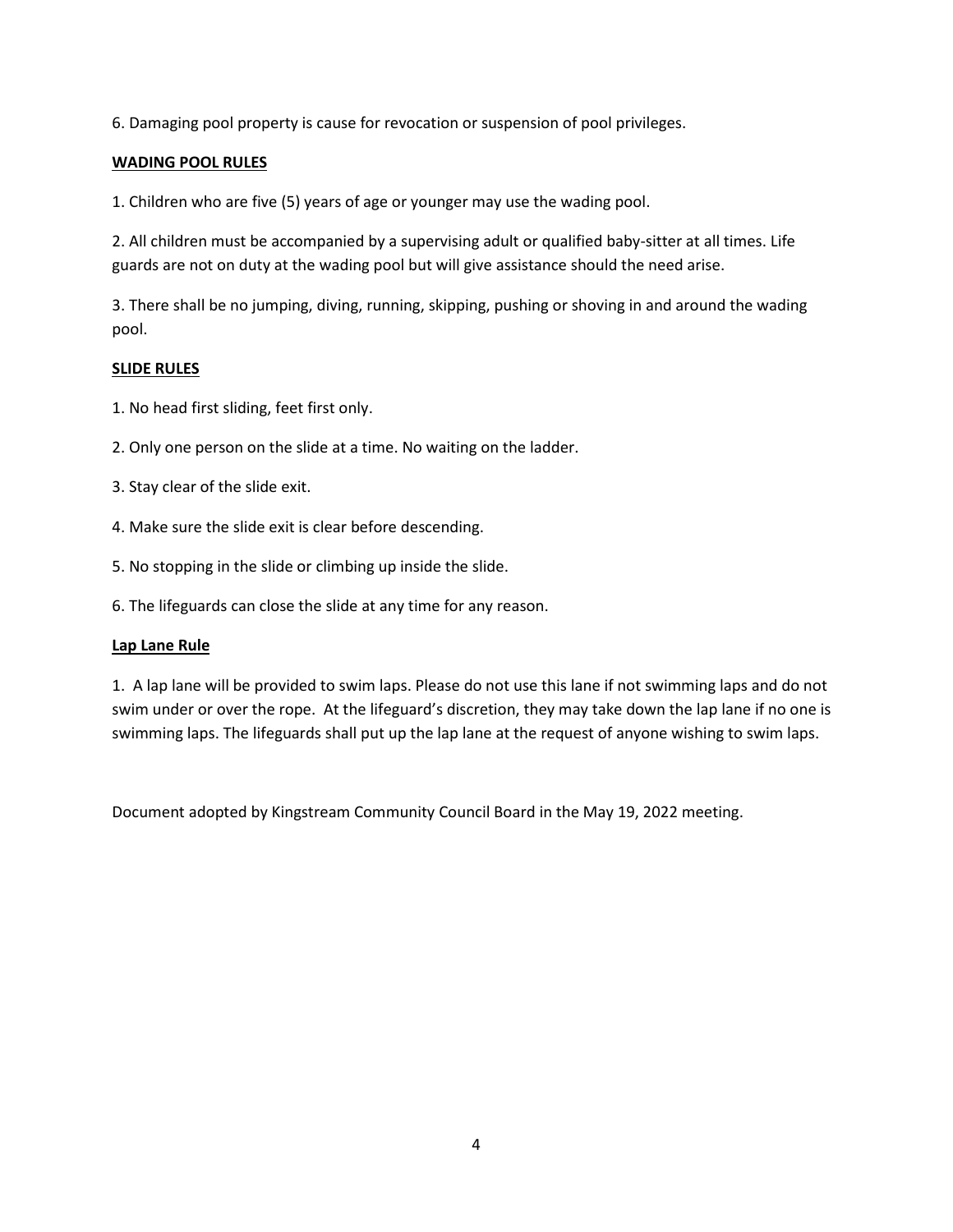6. Damaging pool property is cause for revocation or suspension of pool privileges.

**WADING POOL RULES**

1. Children who are five (5) years of age or younger may use the wading pool.

2. All children must be accompanied by a supervising adult or qualified baby-sitter at all times. Life guards are not on duty at the wading pool but will give assistance should the need arise.

3. There shall be no jumping, diving, running, skipping, pushing or shoving in and around the wading pool.

**SLIDE RULES**

1. No head first sliding, feet first only.

2. Only one person on the slide at a time. No waiting on the ladder.

3. Stay clear of the slide exit.

4. Make sure the slide exit is clear before descending.

5. No stopping in the slide or climbing up inside the slide.

6. The lifeguards can close the slide at any time for any reason.

**Lap Lane Rule**

1. A lap lane will be provided to swim laps. Please do not use this lane if not swimming laps and do not swim under or over the rope. At the lifeguard's discretion, they may take down the lap lane if no one is swimming laps. The lifeguards shall put up the lap lane at the request of anyone wishing to swim laps.

Document adopted by Kingstream Community Council Board in the May 19, 2022 meeting.